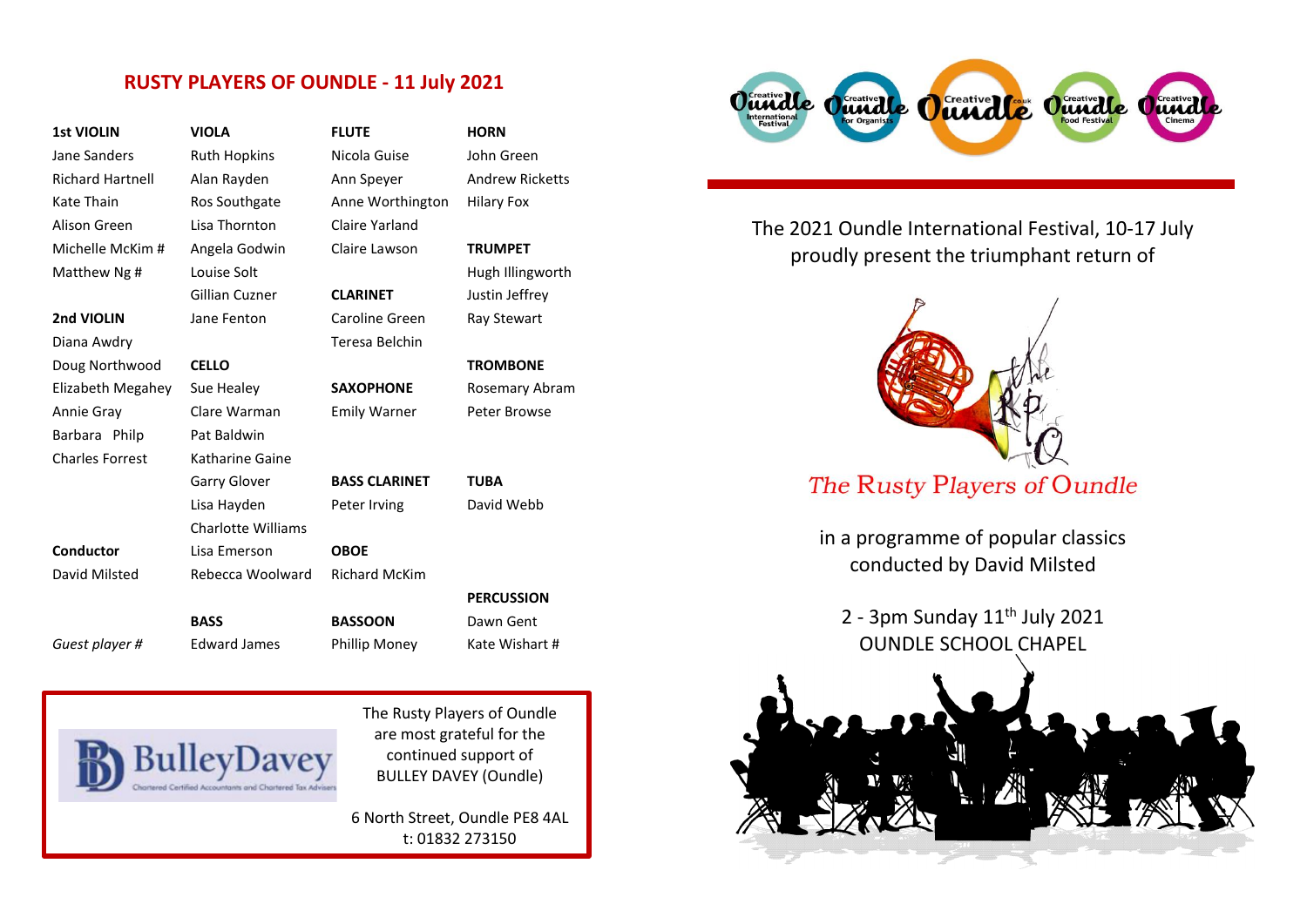# RUSTY PLAYERS OF OUNDLE - 11 July 2021

**1st VIOLIN**
Jane Sanders
Richard Hartnell
Kate Thain
Alison Green
Michelle McKim #
Matthew Ng #

**2nd VIOLIN**
Diana Awdry
Doug Northwood
Elizabeth Megahey
Annie Gray
Barbara Philp
Charles Forrest

**Conductor**
David Milsted

*Guest player #*

**VIOLA**
Ruth Hopkins
Alan Rayden
Ros Southgate
Lisa Thornton
Angela Godwin
Louise Solt
Gillian Cuzner
Jane Fenton

**CELLO**
Sue Healey
Clare Warman
Pat Baldwin
Katharine Gaine
Garry Glover
Lisa Hayden
Charlotte Williams
Lisa Emerson
Rebecca Woolward

**BASS**
Edward James

**FLUTE**
Nicola Guise
Ann Speyer
Anne Worthington
Claire Yarland
Claire Lawson

**CLARINET**
Caroline Green
Teresa Belchin

**SAXOPHONE**
Emily Warner

**BASS CLARINET**
Peter Irving

**OBOE**
Richard McKim

**BASSOON**
Phillip Money

**HORN**
John Green
Andrew Ricketts
Hilary Fox

**TRUMPET**
Hugh Illingworth
Justin Jeffrey
Ray Stewart

**TROMBONE**
Rosemary Abram
Peter Browse

**TUBA**
David Webb

**PERCUSSION**
Dawn Gent
Kate Wishart #

BulleyDavey
Chartered Certified Accountants and Chartered Tax Advisers

The Rusty Players of Oundle are most grateful for the continued support of BULLEY DAVEY (Oundle)

6 North Street, Oundle PE8 4AL
t: 01832 273150

The 2021 Oundle International Festival, 10-17 July proudly present the triumphant return of

*The Rusty Players of Oundle*

in a programme of popular classics conducted by David Milsted

2 - 3pm Sunday 11th July 2021
OUNDLE SCHOOL CHAPEL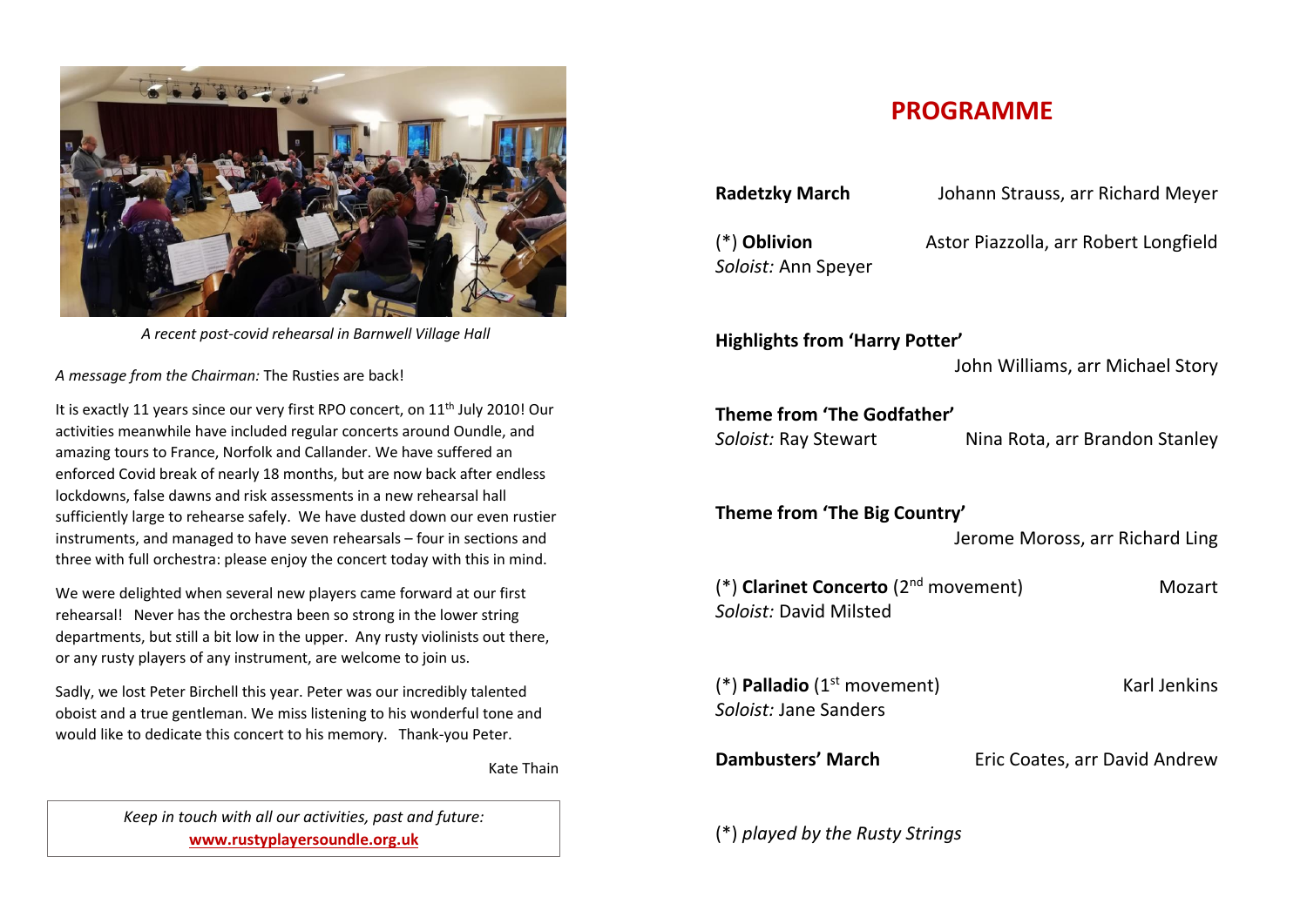*A recent post-covid rehearsal in Barnwell Village Hall*

*A message from the Chairman:* The Rusties are back!

It is exactly 11 years since our very first RPO concert, on 11th July 2010! Our activities meanwhile have included regular concerts around Oundle, and amazing tours to France, Norfolk and Callander. We have suffered an enforced Covid break of nearly 18 months, but are now back after endless lockdowns, false dawns and risk assessments in a new rehearsal hall sufficiently large to rehearse safely. We have dusted down our even rustier instruments, and managed to have seven rehearsals – four in sections and three with full orchestra: please enjoy the concert today with this in mind.

We were delighted when several new players came forward at our first rehearsal! Never has the orchestra been so strong in the lower string departments, but still a bit low in the upper. Any rusty violinists out there, or any rusty players of any instrument, are welcome to join us.

Sadly, we lost Peter Birchell this year. Peter was our incredibly talented oboist and a true gentleman. We miss listening to his wonderful tone and would like to dedicate this concert to his memory. Thank-you Peter.

Kate Thain

*Keep in touch with all our activities, past and future:*
**www.rustyplayersoundle.org.uk**

# PROGRAMME

**Radetzky March** — Johann Strauss, arr Richard Meyer

(*) **Oblivion** — Astor Piazzolla, arr Robert Longfield
*Soloist:* Ann Speyer

**Highlights from 'Harry Potter'**
John Williams, arr Michael Story

**Theme from 'The Godfather'**
*Soloist:* Ray Stewart — Nina Rota, arr Brandon Stanley

**Theme from 'The Big Country'**
Jerome Moross, arr Richard Ling

(*) **Clarinet Concerto** (2nd movement) — Mozart
*Soloist:* David Milsted

(*) **Palladio** (1st movement) — Karl Jenkins
*Soloist:* Jane Sanders

**Dambusters' March** — Eric Coates, arr David Andrew

(*) *played by the Rusty Strings*